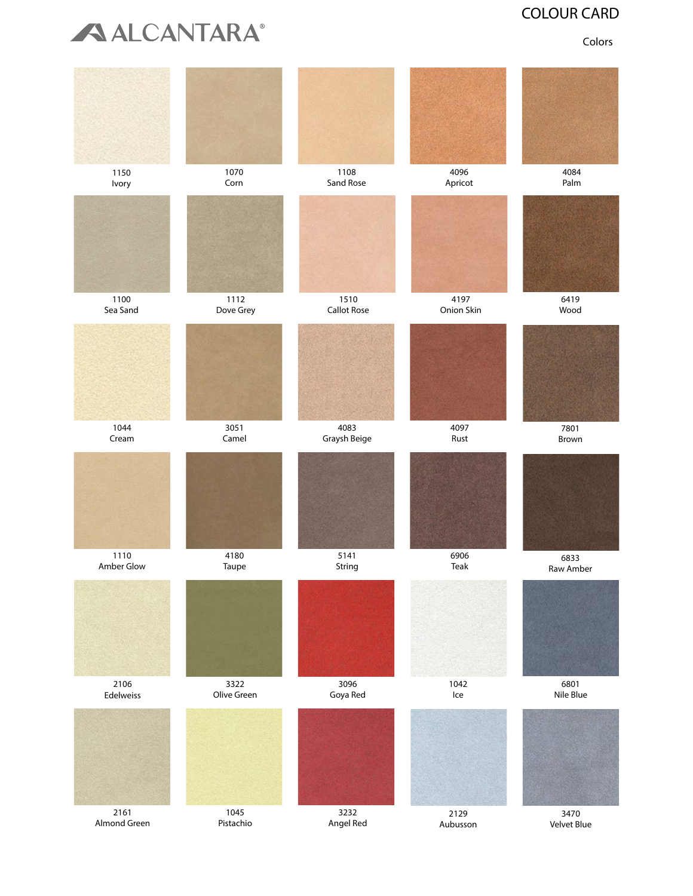# ALCANTARA®

## COLOUR CARD

Colors

| | | | | |
|---|---|---|---|---|
| 1150 Ivory | 1070 Corn | 1108 Sand Rose | 4096 Apricot | 4084 Palm |
| 1100 Sea Sand | 1112 Dove Grey | 1510 Callot Rose | 4197 Onion Skin | 6419 Wood |
| 1044 Cream | 3051 Camel | 4083 Graysh Beige | 4097 Rust | 7801 Brown |
| 1110 Amber Glow | 4180 Taupe | 5141 String | 6906 Teak | 6833 Raw Amber |
| 2106 Edelweiss | 3322 Olive Green | 3096 Goya Red | 1042 Ice | 6801 Nile Blue |
| 2161 Almond Green | 1045 Pistachio | 3232 Angel Red | 2129 Aubusson | 3470 Velvet Blue |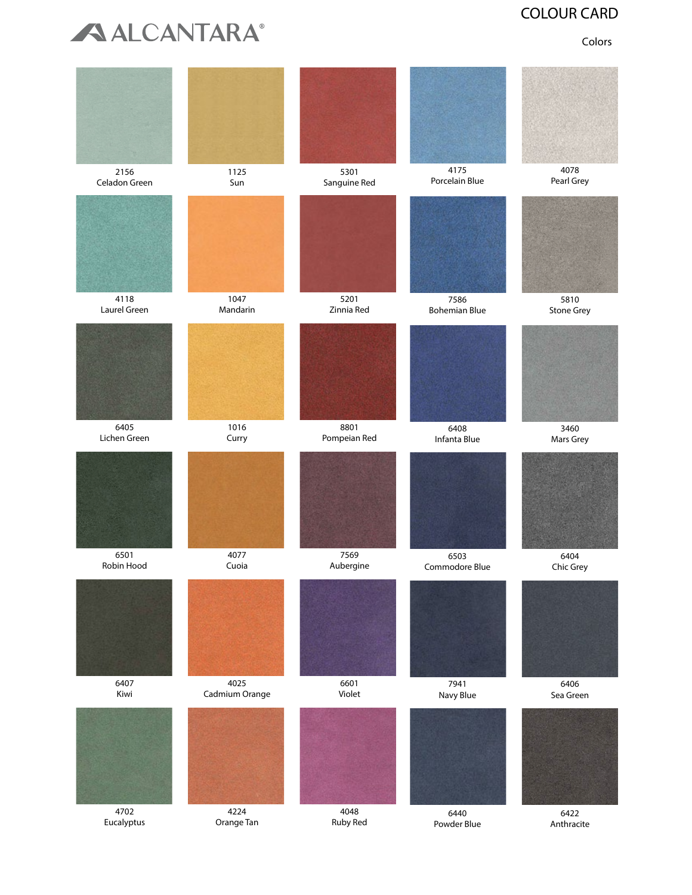ALCANTARA®

# COLOUR CARD

Colors

| | | | | |
|---|---|---|---|---|
| 2156 Celadon Green | 1125 Sun | 5301 Sanguine Red | 4175 Porcelain Blue | 4078 Pearl Grey |
| 4118 Laurel Green | 1047 Mandarin | 5201 Zinnia Red | 7586 Bohemian Blue | 5810 Stone Grey |
| 6405 Lichen Green | 1016 Curry | 8801 Pompeian Red | 6408 Infanta Blue | 3460 Mars Grey |
| 6501 Robin Hood | 4077 Cuoia | 7569 Aubergine | 6503 Commodore Blue | 6404 Chic Grey |
| 6407 Kiwi | 4025 Cadmium Orange | 6601 Violet | 7941 Navy Blue | 6406 Sea Green |
| 4702 Eucalyptus | 4224 Orange Tan | 4048 Ruby Red | 6440 Powder Blue | 6422 Anthracite |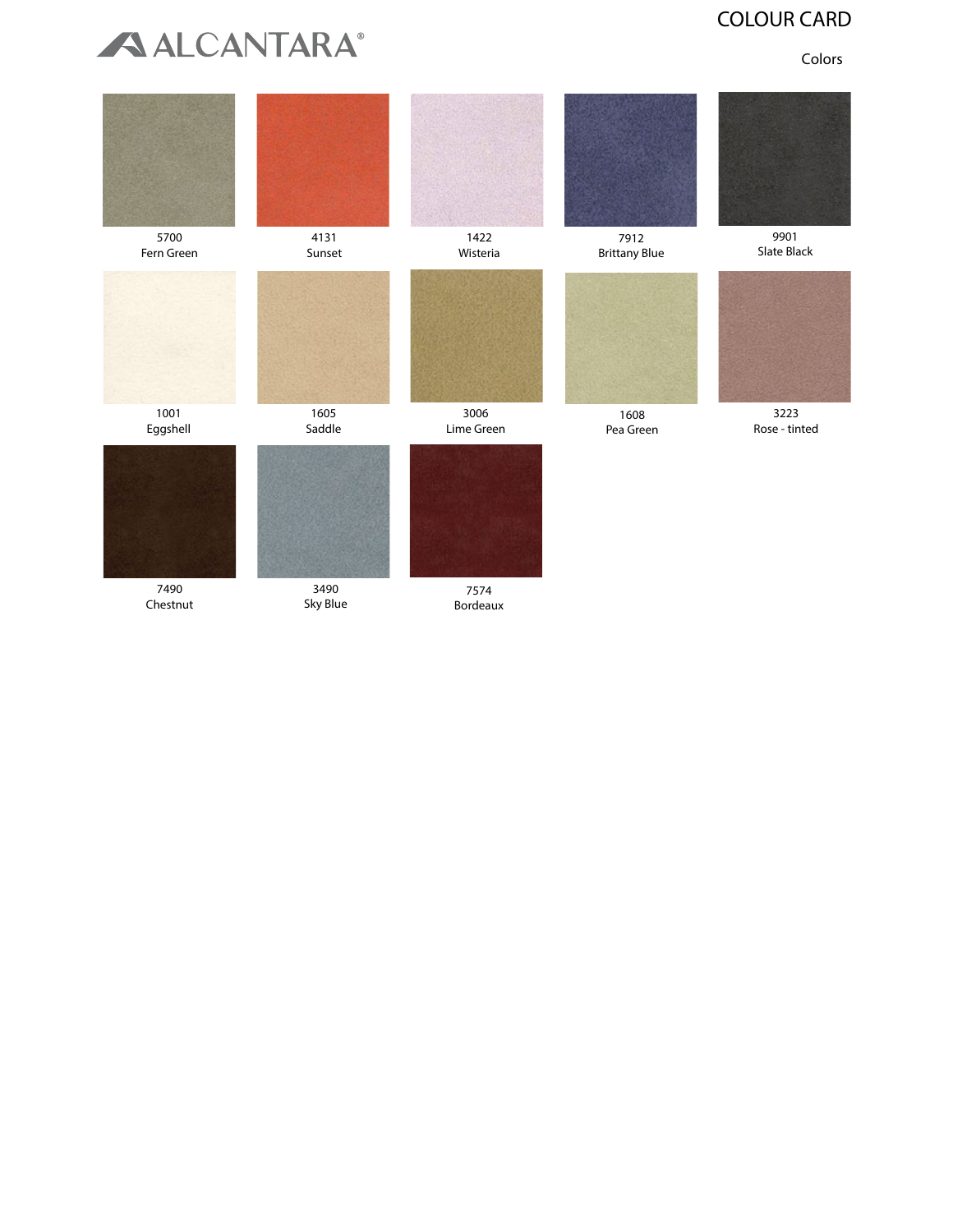ALCANTARA®

# COLOUR CARD

Colors

5700
Fern Green

4131
Sunset

1422
Wisteria

7912
Brittany Blue

9901
Slate Black

1001
Eggshell

1605
Saddle

3006
Lime Green

1608
Pea Green

3223
Rose - tinted

7490
Chestnut

3490
Sky Blue

7574
Bordeaux